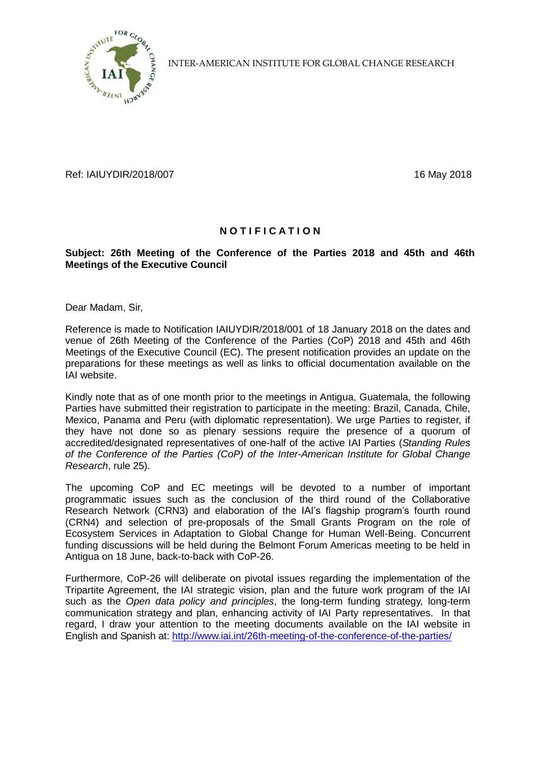INTER-AMERICAN INSTITUTE FOR GLOBAL CHANGE RESEARCH

Ref: IAIUYDIR/2018/007

16 May 2018

## N O T I F I C A T I O N

**Subject: 26th Meeting of the Conference of the Parties 2018 and 45th and 46th Meetings of the Executive Council**

Dear Madam, Sir,

Reference is made to Notification IAIUYDIR/2018/001 of 18 January 2018 on the dates and venue of 26th Meeting of the Conference of the Parties (CoP) 2018 and 45th and 46th Meetings of the Executive Council (EC). The present notification provides an update on the preparations for these meetings as well as links to official documentation available on the IAI website.

Kindly note that as of one month prior to the meetings in Antigua, Guatemala, the following Parties have submitted their registration to participate in the meeting: Brazil, Canada, Chile, Mexico, Panama and Peru (with diplomatic representation). We urge Parties to register, if they have not done so as plenary sessions require the presence of a quorum of accredited/designated representatives of one-half of the active IAI Parties (*Standing Rules of the Conference of the Parties (CoP) of the Inter-American Institute for Global Change Research*, rule 25).

The upcoming CoP and EC meetings will be devoted to a number of important programmatic issues such as the conclusion of the third round of the Collaborative Research Network (CRN3) and elaboration of the IAI's flagship program's fourth round (CRN4) and selection of pre-proposals of the Small Grants Program on the role of Ecosystem Services in Adaptation to Global Change for Human Well-Being. Concurrent funding discussions will be held during the Belmont Forum Americas meeting to be held in Antigua on 18 June, back-to-back with CoP-26.

Furthermore, CoP-26 will deliberate on pivotal issues regarding the implementation of the Tripartite Agreement, the IAI strategic vision, plan and the future work program of the IAI such as the *Open data policy and principles*, the long-term funding strategy, long-term communication strategy and plan, enhancing activity of IAI Party representatives. In that regard, I draw your attention to the meeting documents available on the IAI website in English and Spanish at: http://www.iai.int/26th-meeting-of-the-conference-of-the-parties/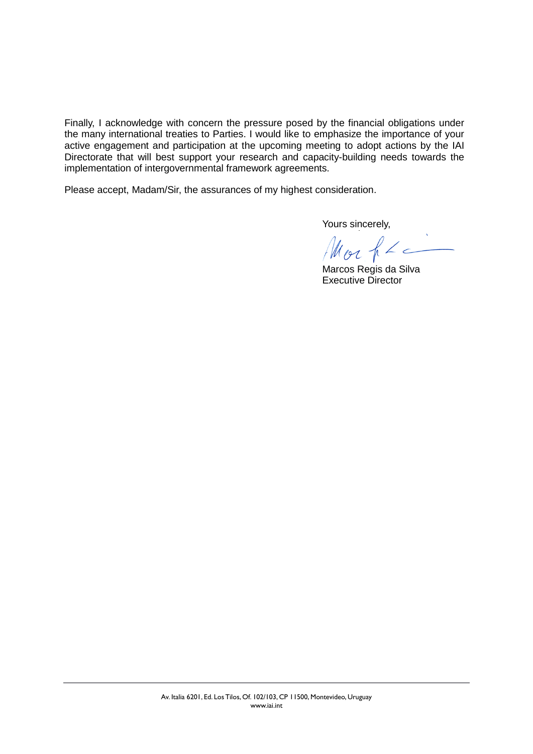Finally, I acknowledge with concern the pressure posed by the financial obligations under the many international treaties to Parties. I would like to emphasize the importance of your active engagement and participation at the upcoming meeting to adopt actions by the IAI Directorate that will best support your research and capacity-building needs towards the implementation of intergovernmental framework agreements.

Please accept, Madam/Sir, the assurances of my highest consideration.

Yours sincerely,

Marcos Regis da Silva
Executive Director

Av. Italia 6201, Ed. Los Tilos, Of. 102/103, CP 11500, Montevideo, Uruguay
www.iai.int